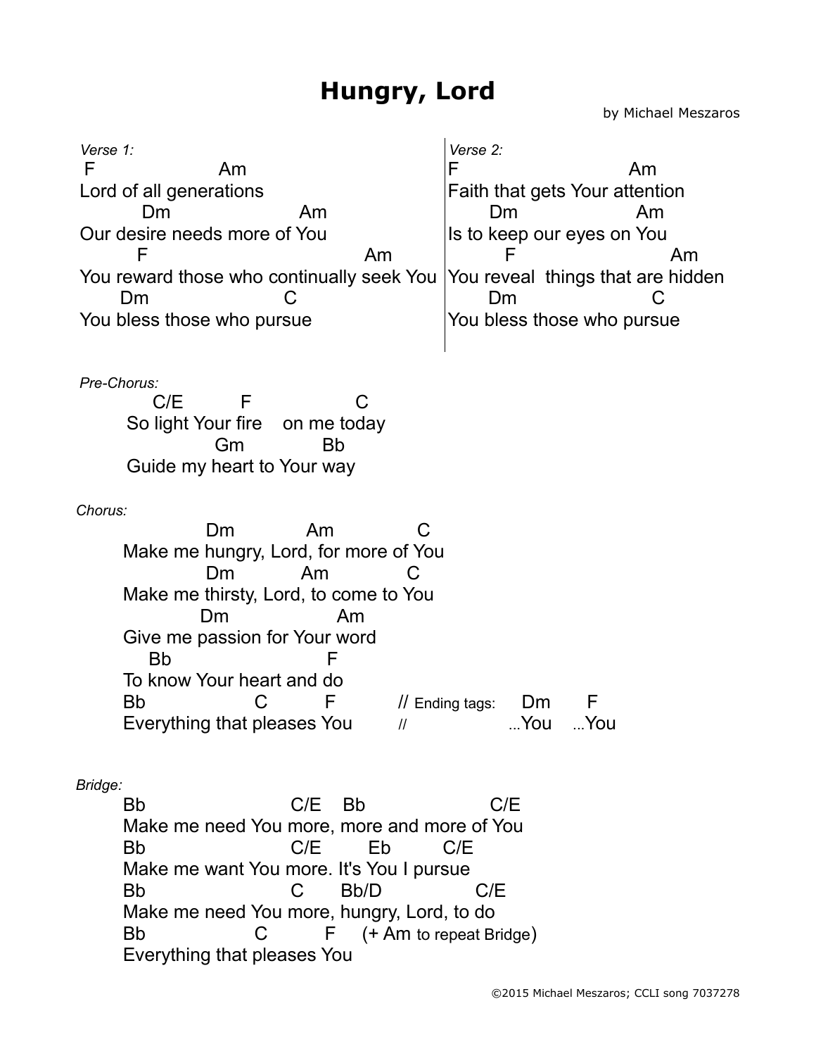# Hungry, Lord

by Michael Meszaros

*Verse 1:*

```
F                  Am
Lord of all generations
        Dm                    Am
Our desire needs more of You
       F                              Am
You reward those who continually seek You
     Dm                    C
You bless those who pursue
```

*Verse 2:*

```
F                         Am
Faith that gets Your attention
      Dm                 Am
Is to keep our eyes on You
        F                      Am
You reveal  things that are hidden
      Dm                    C
You bless those who pursue
```

*Pre-Chorus:*

```
    C/E        F              C
So light Your fire    on me today
             Gm           Bb
Guide my heart to Your way
```

*Chorus:*

```
            Dm           Am             C
Make me hungry, Lord, for more of You
            Dm          Am           C
Make me thirsty, Lord, to come to You
           Dm                 Am
Give me passion for Your word
    Bb                      F
To know Your heart and do
Bb                 C          F          // Ending tags:    Dm       F
Everything that pleases You          //                   ...You    ...You
```

*Bridge:*

```
Bb                      C/E    Bb                     C/E
Make me need You more, more and more of You
Bb                      C/E        Eb         C/E
Make me want You more. It's You I pursue
Bb                      C       Bb/D              C/E
Make me need You more, hungry, Lord, to do
Bb                 C          F     (+ Am to repeat Bridge)
Everything that pleases You
```

©2015 Michael Meszaros; CCLI song 7037278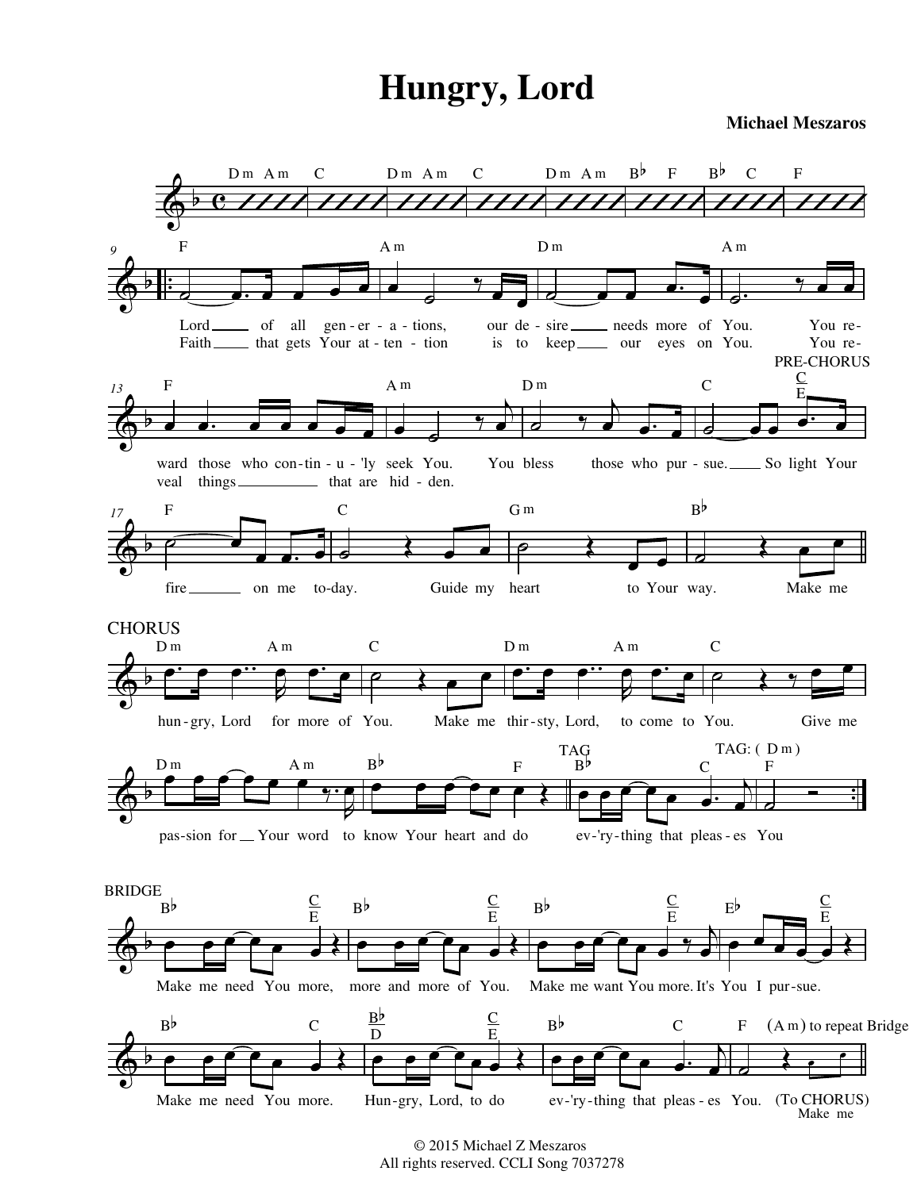# Hungry, Lord

**Michael Meszaros**

Dm Am C | Dm Am C | Dm Am B♭ F | B♭ C | F

F | Am | Dm | Am

Lord ___ of all gen-er-a-tions, our de-sire ___ needs more of You. You re-

Faith ___ that gets Your at-ten-tion is to keep ___ our eyes on You. You re-

F | Am | Dm | C | PRE-CHORUS C/E

ward those who con-tin-u-'ly seek You. You bless those who pur-sue. ___ So light Your

veal things ___ that are hid-den.

F | C | Gm | B♭

fire ___ on me to-day. Guide my heart to Your way. Make me

CHORUS

Dm Am | C | Dm Am | C

hun-gry, Lord for more of You. Make me thir-sty, Lord, to come to You. Give me

Dm Am | B♭ F | TAG B♭ C | TAG: (Dm) F

pas-sion for ___ Your word to know Your heart and do ev-'ry-thing that pleas-es You

BRIDGE

B♭ C/E | B♭ C/E | B♭ C/E | E♭ C/E

Make me need You more, more and more of You. Make me want You more. It's You I pur-sue.

B♭ C | B♭/D C/E | B♭ C | F (Am) to repeat Bridge

Make me need You more. Hun-gry, Lord, to do ev-'ry-thing that pleas-es You. (To CHORUS) Make me

© 2015 Michael Z Meszaros
All rights reserved. CCLI Song 7037278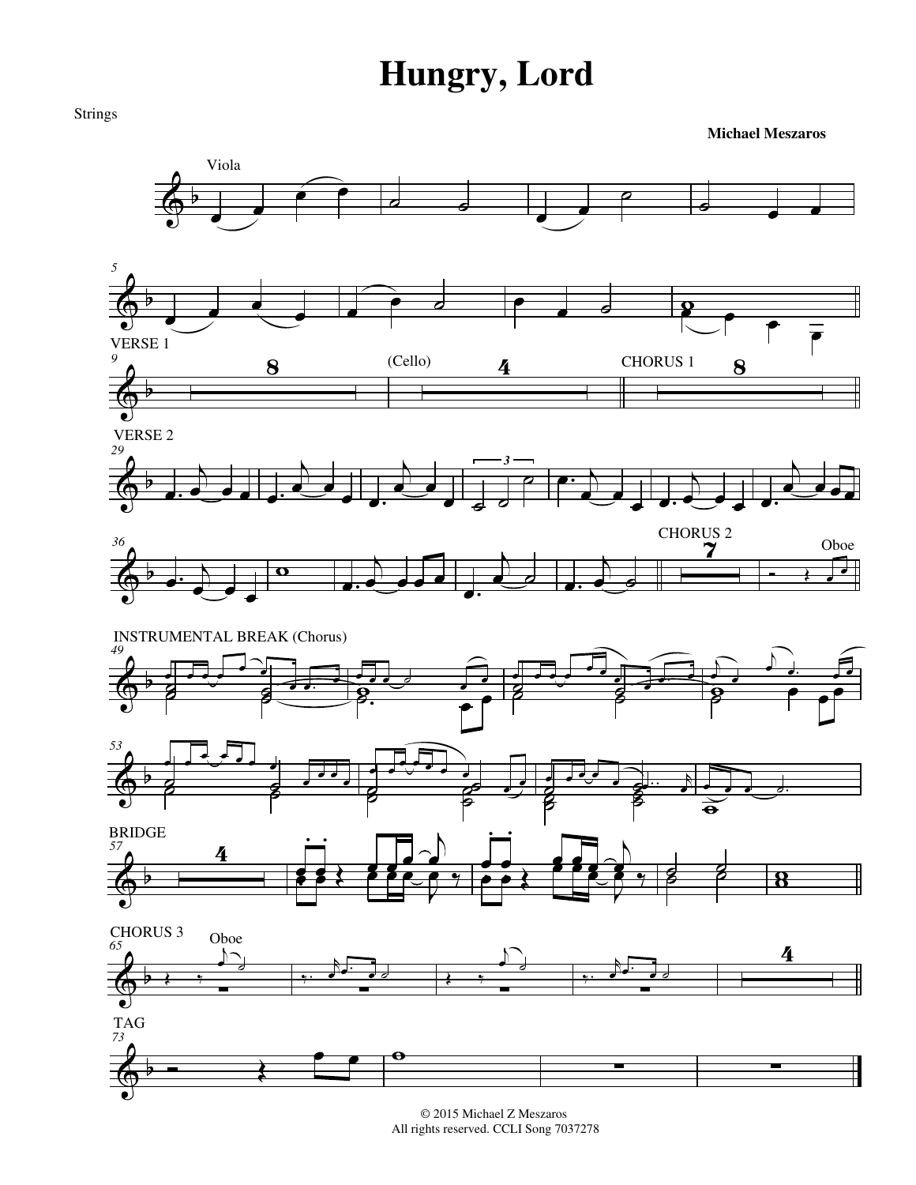# Hungry, Lord

Strings

**Michael Meszaros**

© 2015 Michael Z Meszaros
All rights reserved. CCLI Song 7037278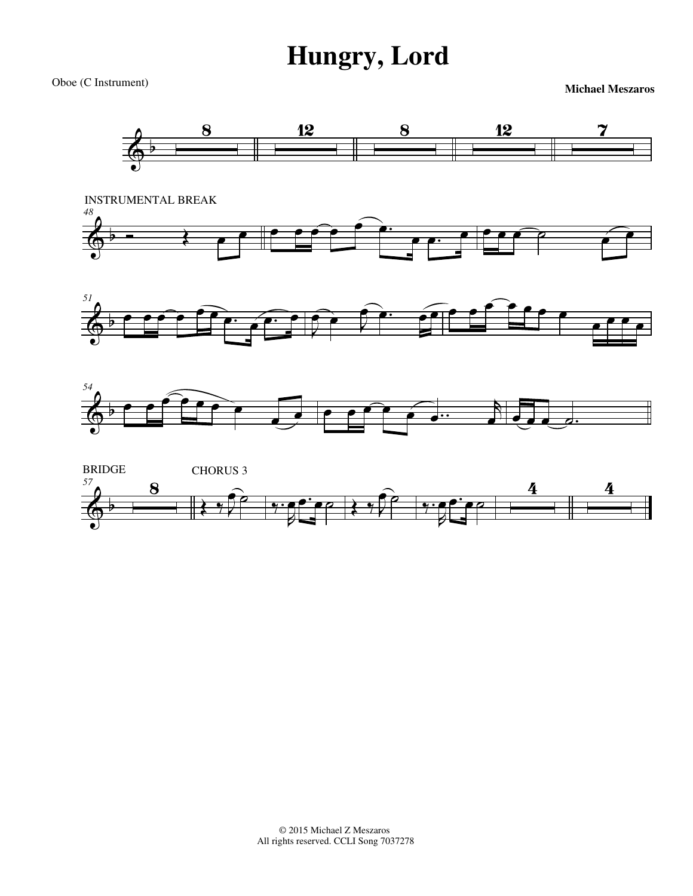# Hungry, Lord

Oboe (C Instrument)

**Michael Meszaros**

INSTRUMENTAL BREAK

BRIDGE

CHORUS 3

© 2015 Michael Z Meszaros
All rights reserved. CCLI Song 7037278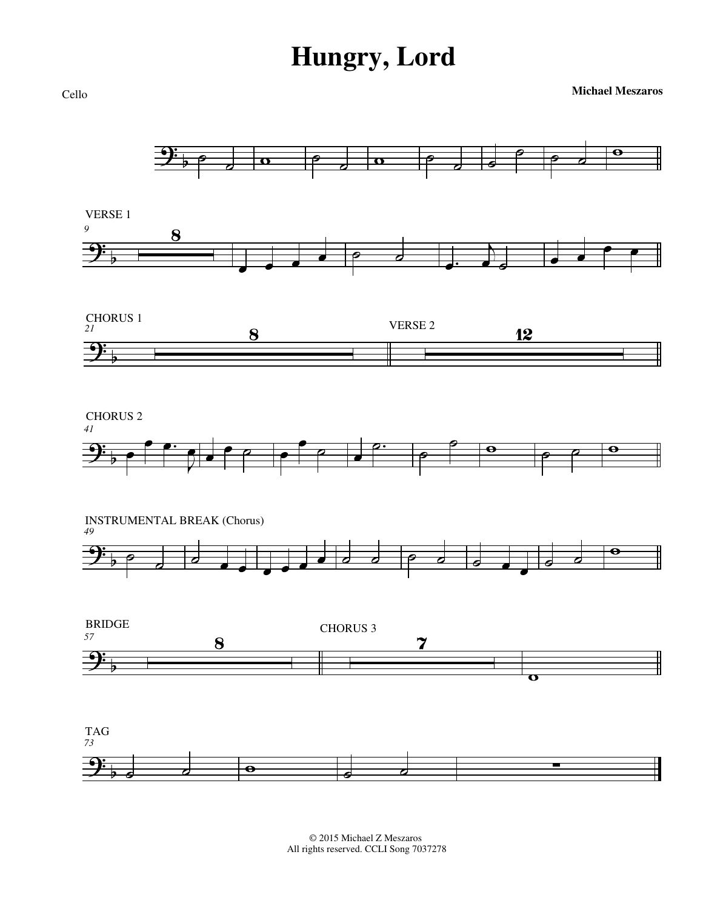# Hungry, Lord

Cello

**Michael Meszaros**

VERSE 1

CHORUS 1

VERSE 2

CHORUS 2

INSTRUMENTAL BREAK (Chorus)

BRIDGE

CHORUS 3

TAG

© 2015 Michael Z Meszaros
All rights reserved. CCLI Song 7037278